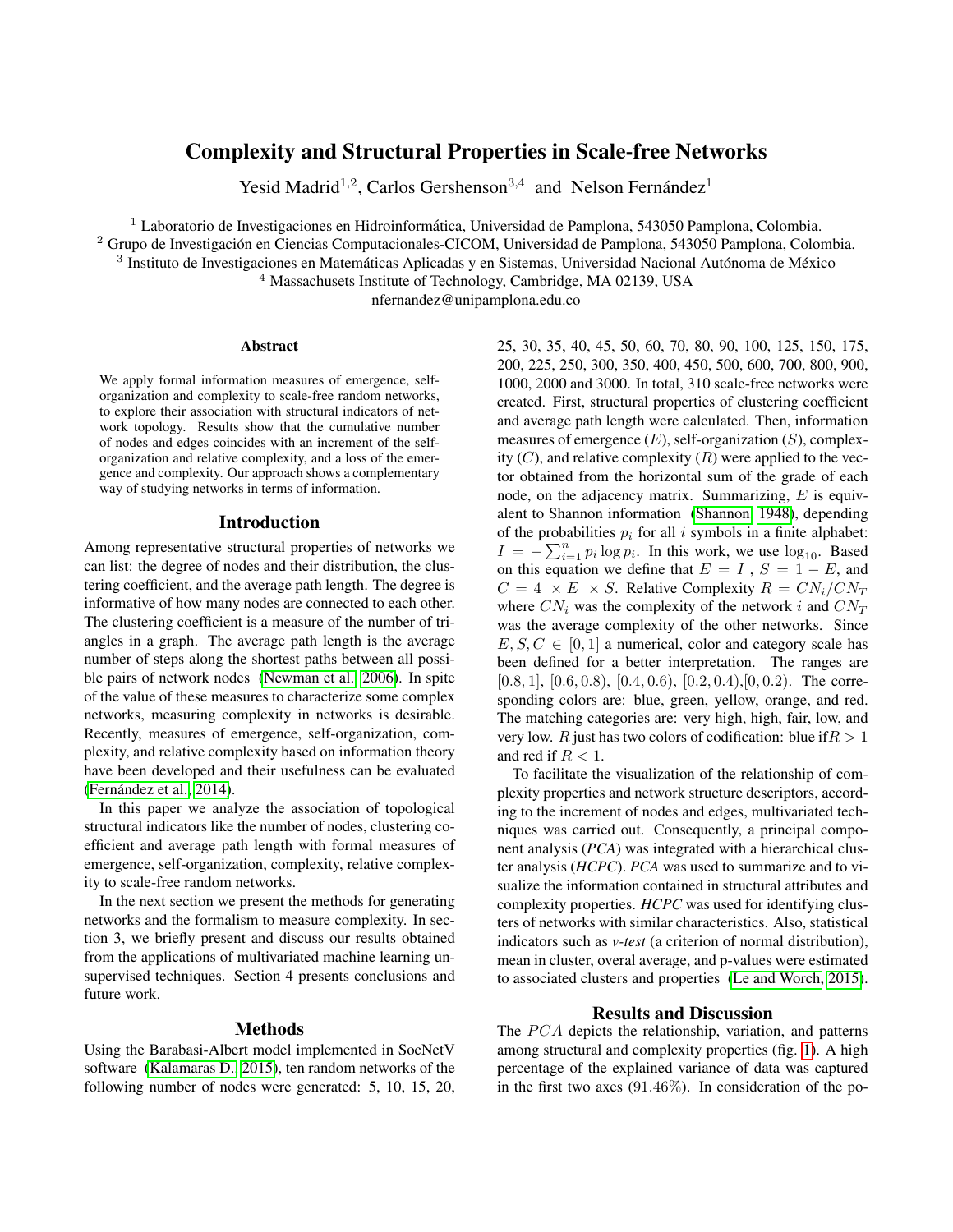# Complexity and Structural Properties in Scale-free Networks

Yesid Madrid[1,2], Carlos Gershenson[3,4] and Nelson Fernández[1]

[1] Laboratorio de Investigaciones en Hidroinformática, Universidad de Pamplona, 543050 Pamplona, Colombia.
[2] Grupo de Investigación en Ciencias Computacionales-CICOM, Universidad de Pamplona, 543050 Pamplona, Colombia.
[3] Instituto de Investigaciones en Matemáticas Aplicadas y en Sistemas, Universidad Nacional Autónoma de México
[4] Massachusets Institute of Technology, Cambridge, MA 02139, USA
nfernandez@unipamplona.edu.co

## Abstract

We apply formal information measures of emergence, self-organization and complexity to scale-free random networks, to explore their association with structural indicators of network topology. Results show that the cumulative number of nodes and edges coincides with an increment of the self-organization and relative complexity, and a loss of the emergence and complexity. Our approach shows a complementary way of studying networks in terms of information.

## Introduction

Among representative structural properties of networks we can list: the degree of nodes and their distribution, the clustering coefficient, and the average path length. The degree is informative of how many nodes are connected to each other. The clustering coefficient is a measure of the number of triangles in a graph. The average path length is the average number of steps along the shortest paths between all possible pairs of network nodes (Newman et al., 2006). In spite of the value of these measures to characterize some complex networks, measuring complexity in networks is desirable. Recently, measures of emergence, self-organization, complexity, and relative complexity based on information theory have been developed and their usefulness can be evaluated (Fernández et al., 2014).

In this paper we analyze the association of topological structural indicators like the number of nodes, clustering coefficient and average path length with formal measures of emergence, self-organization, complexity, relative complexity to scale-free random networks.

In the next section we present the methods for generating networks and the formalism to measure complexity. In section 3, we briefly present and discuss our results obtained from the applications of multivariated machine learning unsupervised techniques. Section 4 presents conclusions and future work.

## Methods

Using the Barabasi-Albert model implemented in SocNetV software (Kalamaras D., 2015), ten random networks of the following number of nodes were generated: 5, 10, 15, 20, 25, 30, 35, 40, 45, 50, 60, 70, 80, 90, 100, 125, 150, 175, 200, 225, 250, 300, 350, 400, 450, 500, 600, 700, 800, 900, 1000, 2000 and 3000. In total, 310 scale-free networks were created. First, structural properties of clustering coefficient and average path length were calculated. Then, information measures of emergence ($E$), self-organization ($S$), complexity ($C$), and relative complexity ($R$) were applied to the vector obtained from the horizontal sum of the grade of each node, on the adjacency matrix. Summarizing, $E$ is equivalent to Shannon information (Shannon, 1948), depending of the probabilities $p_i$ for all $i$ symbols in a finite alphabet: $I = -\sum_{i=1}^{n} p_i \log p_i$. In this work, we use $\log_{10}$. Based on this equation we define that $E = I$ , $S = 1 - E$, and $C = 4 \times E \times S$. Relative Complexity $R = CN_i/CN_T$ where $CN_i$ was the complexity of the network $i$ and $CN_T$ was the average complexity of the other networks. Since $E, S, C \in [0, 1]$ a numerical, color and category scale has been defined for a better interpretation. The ranges are $[0.8, 1]$, $[0.6, 0.8)$, $[0.4, 0.6)$, $[0.2, 0.4)$,$[0, 0.2)$. The corresponding colors are: blue, green, yellow, orange, and red. The matching categories are: very high, high, fair, low, and very low. $R$ just has two colors of codification: blue if $R > 1$ and red if $R < 1$.

To facilitate the visualization of the relationship of complexity properties and network structure descriptors, according to the increment of nodes and edges, multivariated techniques was carried out. Consequently, a principal component analysis (*PCA*) was integrated with a hierarchical cluster analysis (*HCPC*). *PCA* was used to summarize and to visualize the information contained in structural attributes and complexity properties. *HCPC* was used for identifying clusters of networks with similar characteristics. Also, statistical indicators such as *v-test* (a criterion of normal distribution), mean in cluster, overal average, and p-values were estimated to associated clusters and properties (Le and Worch, 2015).

## Results and Discussion

The $PCA$ depicts the relationship, variation, and patterns among structural and complexity properties (fig. 1). A high percentage of the explained variance of data was captured in the first two axes (91.46%). In consideration of the po-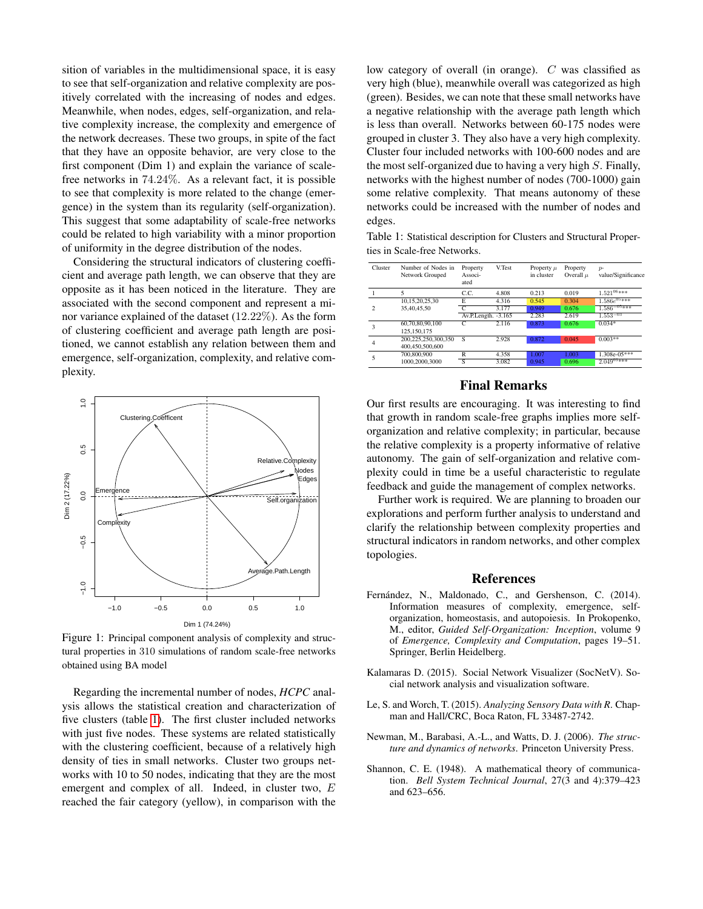sition of variables in the multidimensional space, it is easy to see that self-organization and relative complexity are positively correlated with the increasing of nodes and edges. Meanwhile, when nodes, edges, self-organization, and relative complexity increase, the complexity and emergence of the network decreases. These two groups, in spite of the fact that they have an opposite behavior, are very close to the first component (Dim 1) and explain the variance of scale-free networks in 74.24%. As a relevant fact, it is possible to see that complexity is more related to the change (emergence) in the system than its regularity (self-organization). This suggest that some adaptability of scale-free networks could be related to high variability with a minor proportion of uniformity in the degree distribution of the nodes.

Considering the structural indicators of clustering coefficient and average path length, we can observe that they are opposite as it has been noticed in the literature. They are associated with the second component and represent a minor variance explained of the dataset (12.22%). As the form of clustering coefficient and average path length are positioned, we cannot establish any relation between them and emergence, self-organization, complexity, and relative complexity.

Clustering.Coefficent
Relative.Complexity
Nodes
Edges
Emergence
Self.organization
Complexity
Average.Path.Length
Dim 1 (74.24%)
Dim 2 (17.22%)
−1.0
−0.5
0.0
0.5
1.0

Figure 1: Principal component analysis of complexity and structural properties in 310 simulations of random scale-free networks obtained using BA model

Regarding the incremental number of nodes, *HCPC* analysis allows the statistical creation and characterization of five clusters (table 1). The first cluster included networks with just five nodes. These systems are related statistically with the clustering coefficient, because of a relatively high density of ties in small networks. Cluster two groups networks with 10 to 50 nodes, indicating that they are the most emergent and complex of all. Indeed, in cluster two, $E$ reached the fair category (yellow), in comparison with the low category of overall (in orange). $C$ was classified as very high (blue), meanwhile overall was categorized as high (green). Besides, we can note that these small networks have a negative relationship with the average path length which is less than overall. Networks between 60-175 nodes were grouped in cluster 3. They also have a very high complexity. Cluster four included networks with 100-600 nodes and are the most self-organized due to having a very high $S$. Finally, networks with the highest number of nodes (700-1000) gain some relative complexity. That means autonomy of these networks could be increased with the number of nodes and edges.

Table 1: Statistical description for Clusters and Structural Properties in Scale-free Networks.

| Cluster | Number of Nodes in Network Grouped | Property Associated | V.Test | Property $\mu$ in cluster | Property Overall $\mu$ | p-value/Significance |
|---|---|---|---|---|---|---|
| 1 | 5 | C.C. | 4.808 | 0.213 | 0.019 | $1.521^{06}$*** |
| 2 | 10,15,20,25,30 35,40,45,50 | E | 4.316 | 0.545 | 0.304 | $1.586e^{05}$*** |
| | | C | 3.177 | 0.949 | 0.676 | $1.586^{-05}$*** |
| | | Av.P.Length. | -3.165 | 2.283 | 2.619 | $1.553^{-03}$ |
| 3 | 60,70,80,90,100 125,150,175 | C | 2.116 | 0.873 | 0.676 | 0.034* |
| 4 | 200,225,250,300,350 400,450,500,600 | S | 2.928 | 0.872 | 0.045 | 0.003** |
| 5 | 700,800,900 1000,2000,3000 | R | 4.358 | 1.007 | 1.003 | 1.308e-05*** |
| | | S | 3.082 | 0.945 | 0.696 | $2.019^{03}$*** |

## Final Remarks

Our first results are encouraging. It was interesting to find that growth in random scale-free graphs implies more self-organization and relative complexity; in particular, because the relative complexity is a property informative of relative autonomy. The gain of self-organization and relative complexity could in time be a useful characteristic to regulate feedback and guide the management of complex networks.

Further work is required. We are planning to broaden our explorations and perform further analysis to understand and clarify the relationship between complexity properties and structural indicators in random networks, and other complex topologies.

## References

Fernández, N., Maldonado, C., and Gershenson, C. (2014). Information measures of complexity, emergence, self-organization, homeostasis, and autopoiesis. In Prokopenko, M., editor, *Guided Self-Organization: Inception*, volume 9 of *Emergence, Complexity and Computation*, pages 19–51. Springer, Berlin Heidelberg.

Kalamaras D. (2015). Social Network Visualizer (SocNetV). Social network analysis and visualization software.

Le, S. and Worch, T. (2015). *Analyzing Sensory Data with R*. Chapman and Hall/CRC, Boca Raton, FL 33487-2742.

Newman, M., Barabasi, A.-L., and Watts, D. J. (2006). *The structure and dynamics of networks*. Princeton University Press.

Shannon, C. E. (1948). A mathematical theory of communication. *Bell System Technical Journal*, 27(3 and 4):379–423 and 623–656.